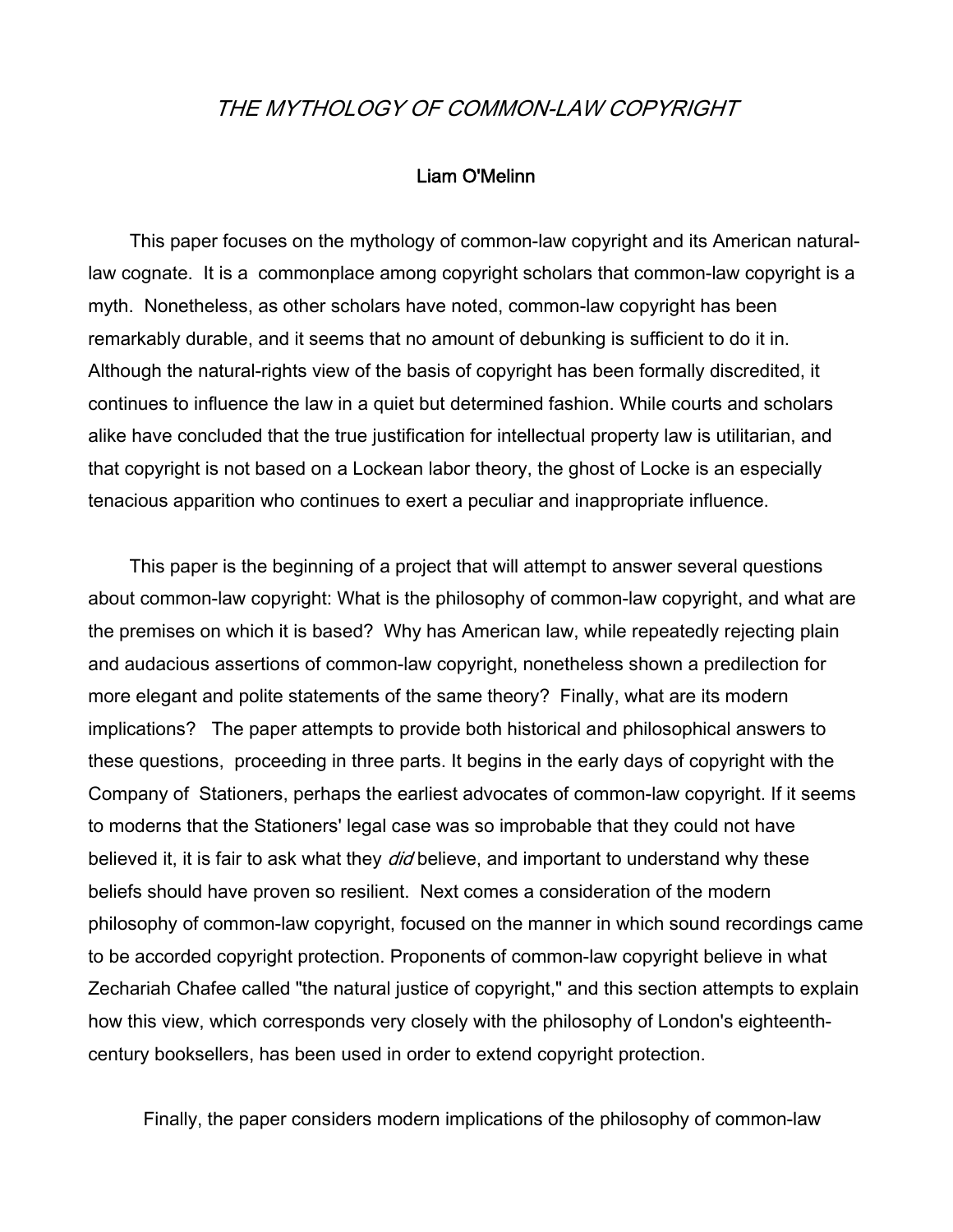# *THE MYTHOLOGY OF COMMON-LAW COPYRIGHT*

**Liam O'Melinn**

This paper focuses on the mythology of common-law copyright and its American natural-law cognate. It is a commonplace among copyright scholars that common-law copyright is a myth. Nonetheless, as other scholars have noted, common-law copyright has been remarkably durable, and it seems that no amount of debunking is sufficient to do it in. Although the natural-rights view of the basis of copyright has been formally discredited, it continues to influence the law in a quiet but determined fashion. While courts and scholars alike have concluded that the true justification for intellectual property law is utilitarian, and that copyright is not based on a Lockean labor theory, the ghost of Locke is an especially tenacious apparition who continues to exert a peculiar and inappropriate influence.

This paper is the beginning of a project that will attempt to answer several questions about common-law copyright: What is the philosophy of common-law copyright, and what are the premises on which it is based? Why has American law, while repeatedly rejecting plain and audacious assertions of common-law copyright, nonetheless shown a predilection for more elegant and polite statements of the same theory? Finally, what are its modern implications? The paper attempts to provide both historical and philosophical answers to these questions, proceeding in three parts. It begins in the early days of copyright with the Company of Stationers, perhaps the earliest advocates of common-law copyright. If it seems to moderns that the Stationers' legal case was so improbable that they could not have believed it, it is fair to ask what they *did* believe, and important to understand why these beliefs should have proven so resilient. Next comes a consideration of the modern philosophy of common-law copyright, focused on the manner in which sound recordings came to be accorded copyright protection. Proponents of common-law copyright believe in what Zechariah Chafee called "the natural justice of copyright," and this section attempts to explain how this view, which corresponds very closely with the philosophy of London's eighteenth-century booksellers, has been used in order to extend copyright protection.

Finally, the paper considers modern implications of the philosophy of common-law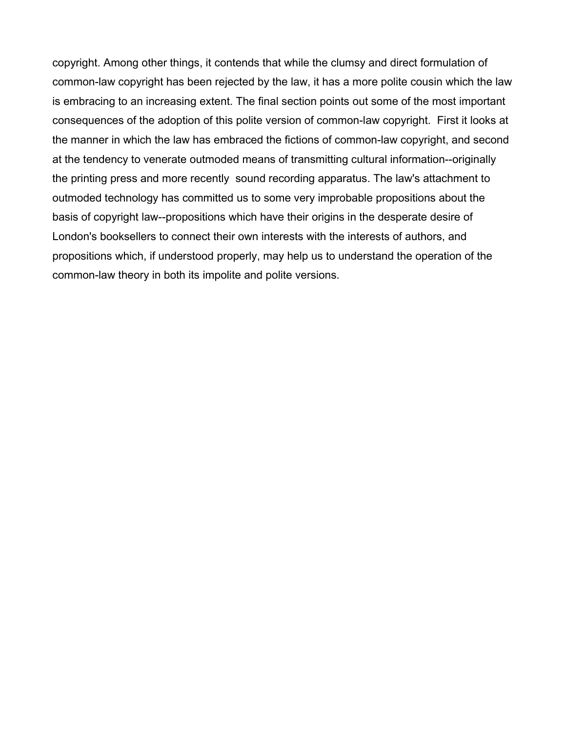copyright. Among other things, it contends that while the clumsy and direct formulation of common-law copyright has been rejected by the law, it has a more polite cousin which the law is embracing to an increasing extent. The final section points out some of the most important consequences of the adoption of this polite version of common-law copyright. First it looks at the manner in which the law has embraced the fictions of common-law copyright, and second at the tendency to venerate outmoded means of transmitting cultural information--originally the printing press and more recently sound recording apparatus. The law's attachment to outmoded technology has committed us to some very improbable propositions about the basis of copyright law--propositions which have their origins in the desperate desire of London's booksellers to connect their own interests with the interests of authors, and propositions which, if understood properly, may help us to understand the operation of the common-law theory in both its impolite and polite versions.